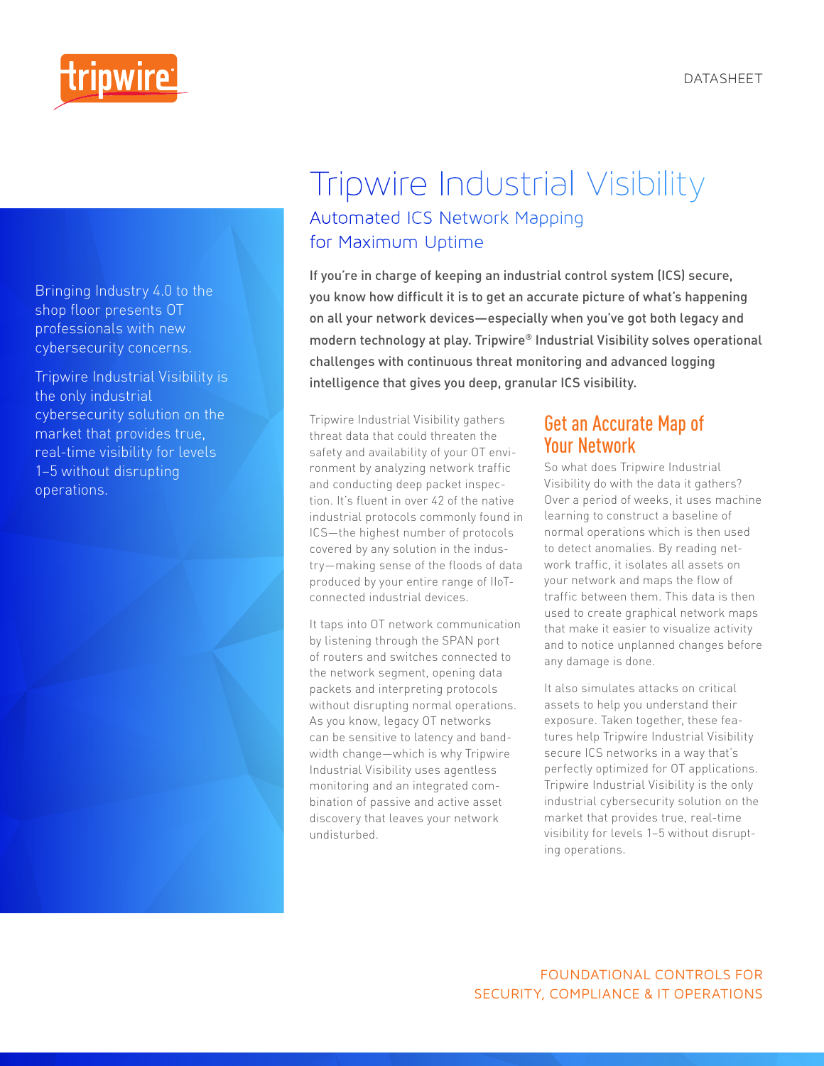DATASHEET

# Tripwire Industrial Visibility

## Automated ICS Network Mapping for Maximum Uptime

Bringing Industry 4.0 to the shop floor presents OT professionals with new cybersecurity concerns.

Tripwire Industrial Visibility is the only industrial cybersecurity solution on the market that provides true, real-time visibility for levels 1–5 without disrupting operations.

**If you're in charge of keeping an industrial control system (ICS) secure, you know how difficult it is to get an accurate picture of what's happening on all your network devices—especially when you've got both legacy and modern technology at play. Tripwire® Industrial Visibility solves operational challenges with continuous threat monitoring and advanced logging intelligence that gives you deep, granular ICS visibility.**

Tripwire Industrial Visibility gathers threat data that could threaten the safety and availability of your OT environment by analyzing network traffic and conducting deep packet inspection. It's fluent in over 42 of the native industrial protocols commonly found in ICS—the highest number of protocols covered by any solution in the industry—making sense of the floods of data produced by your entire range of IIoT-connected industrial devices.

It taps into OT network communication by listening through the SPAN port of routers and switches connected to the network segment, opening data packets and interpreting protocols without disrupting normal operations. As you know, legacy OT networks can be sensitive to latency and bandwidth change—which is why Tripwire Industrial Visibility uses agentless monitoring and an integrated combination of passive and active asset discovery that leaves your network undisturbed.

### Get an Accurate Map of Your Network

So what does Tripwire Industrial Visibility do with the data it gathers? Over a period of weeks, it uses machine learning to construct a baseline of normal operations which is then used to detect anomalies. By reading network traffic, it isolates all assets on your network and maps the flow of traffic between them. This data is then used to create graphical network maps that make it easier to visualize activity and to notice unplanned changes before any damage is done.

It also simulates attacks on critical assets to help you understand their exposure. Taken together, these features help Tripwire Industrial Visibility secure ICS networks in a way that's perfectly optimized for OT applications. Tripwire Industrial Visibility is the only industrial cybersecurity solution on the market that provides true, real-time visibility for levels 1–5 without disrupting operations.

FOUNDATIONAL CONTROLS FOR SECURITY, COMPLIANCE & IT OPERATIONS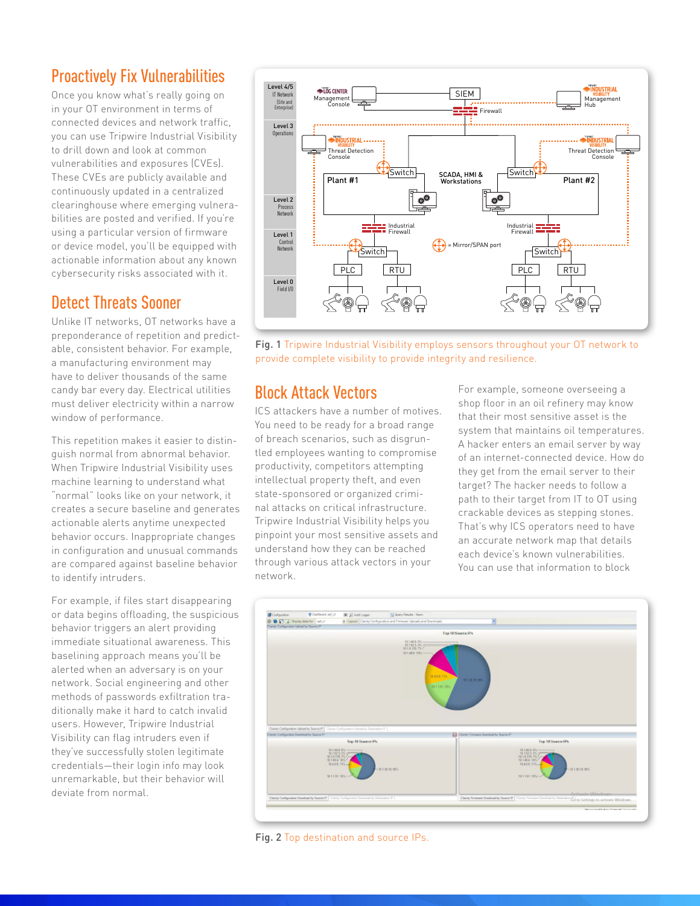## Proactively Fix Vulnerabilities

Once you know what's really going on in your OT environment in terms of connected devices and network traffic, you can use Tripwire Industrial Visibility to drill down and look at common vulnerabilities and exposures (CVEs). These CVEs are publicly available and continuously updated in a centralized clearinghouse where emerging vulnerabilities are posted and verified. If you're using a particular version of firmware or device model, you'll be equipped with actionable information about any known cybersecurity risks associated with it.

## Detect Threats Sooner

Unlike IT networks, OT networks have a preponderance of repetition and predictable, consistent behavior. For example, a manufacturing environment may have to deliver thousands of the same candy bar every day. Electrical utilities must deliver electricity within a narrow window of performance.

This repetition makes it easier to distinguish normal from abnormal behavior. When Tripwire Industrial Visibility uses machine learning to understand what "normal" looks like on your network, it creates a secure baseline and generates actionable alerts anytime unexpected behavior occurs. Inappropriate changes in configuration and unusual commands are compared against baseline behavior to identify intruders.

For example, if files start disappearing or data begins offloading, the suspicious behavior triggers an alert providing immediate situational awareness. This baselining approach means you'll be alerted when an adversary is on your network. Social engineering and other methods of passwords exfiltration traditionally make it hard to catch invalid users. However, Tripwire Industrial Visibility can flag intruders even if they've successfully stolen legitimate credentials—their login info may look unremarkable, but their behavior will deviate from normal.

**Fig. 1** Tripwire Industrial Visibility employs sensors throughout your OT network to provide complete visibility to provide integrity and resilience.

## Block Attack Vectors

ICS attackers have a number of motives. You need to be ready for a broad range of breach scenarios, such as disgruntled employees wanting to compromise productivity, competitors attempting intellectual property theft, and even state-sponsored or organized criminal attacks on critical infrastructure. Tripwire Industrial Visibility helps you pinpoint your most sensitive assets and understand how they can be reached through various attack vectors in your network.

For example, someone overseeing a shop floor in an oil refinery may know that their most sensitive asset is the system that maintains oil temperatures. A hacker enters an email server by way of an internet-connected device. How do they get from the email server to their target? The hacker needs to follow a path to their target from IT to OT using crackable devices as stepping stones. That's why ICS operators need to have an accurate network map that details each device's known vulnerabilities. You can use that information to block

**Fig. 2** Top destination and source IPs.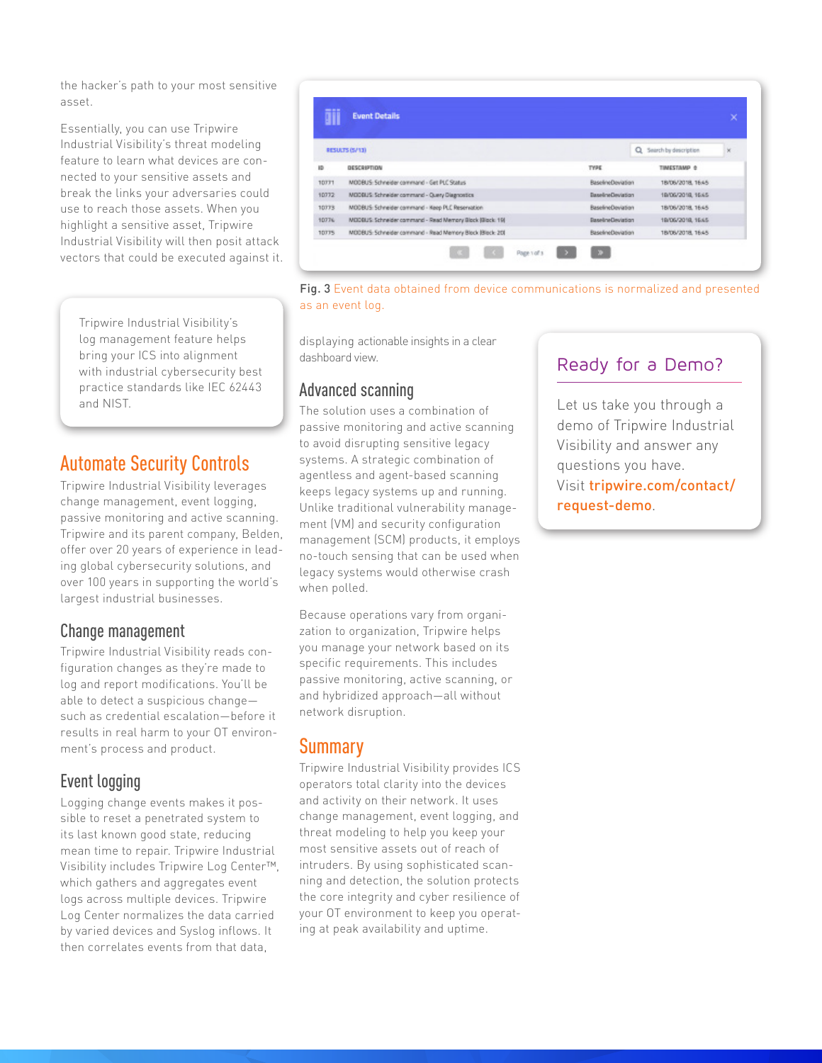the hacker's path to your most sensitive asset.

Essentially, you can use Tripwire Industrial Visibility's threat modeling feature to learn what devices are connected to your sensitive assets and break the links your adversaries could use to reach those assets. When you highlight a sensitive asset, Tripwire Industrial Visibility will then posit attack vectors that could be executed against it.

> Tripwire Industrial Visibility's log management feature helps bring your ICS into alignment with industrial cybersecurity best practice standards like IEC 62443 and NIST.

## Automate Security Controls

Tripwire Industrial Visibility leverages change management, event logging, passive monitoring and active scanning. Tripwire and its parent company, Belden, offer over 20 years of experience in leading global cybersecurity solutions, and over 100 years in supporting the world's largest industrial businesses.

### Change management

Tripwire Industrial Visibility reads configuration changes as they're made to log and report modifications. You'll be able to detect a suspicious change—such as credential escalation—before it results in real harm to your OT environment's process and product.

### Event logging

Logging change events makes it possible to reset a penetrated system to its last known good state, reducing mean time to repair. Tripwire Industrial Visibility includes Tripwire Log Center™, which gathers and aggregates event logs across multiple devices. Tripwire Log Center normalizes the data carried by varied devices and Syslog inflows. It then correlates events from that data, displaying actionable insights in a clear dashboard view.

**Event Details**

RESULTS (5/13)

| ID | DESCRIPTION | TYPE | TIMESTAMP |
|---|---|---|---|
| 10771 | MODBUS: Schneider command - Get PLC Status | BaselineDeviation | 18/06/2018, 16:45 |
| 10772 | MODBUS: Schneider command - Query Diagnostics | BaselineDeviation | 18/06/2018, 16:45 |
| 10773 | MODBUS: Schneider command - Keep PLC Reservation | BaselineDeviation | 18/06/2018, 16:45 |
| 10774 | MODBUS: Schneider command - Read Memory Block (Block: 19) | BaselineDeviation | 18/06/2018, 16:45 |
| 10775 | MODBUS: Schneider command - Read Memory Block (Block: 20) | BaselineDeviation | 18/06/2018, 16:45 |

**Fig. 3** Event data obtained from device communications is normalized and presented as an event log.

### Advanced scanning

The solution uses a combination of passive monitoring and active scanning to avoid disrupting sensitive legacy systems. A strategic combination of agentless and agent-based scanning keeps legacy systems up and running. Unlike traditional vulnerability management (VM) and security configuration management (SCM) products, it employs no-touch sensing that can be used when legacy systems would otherwise crash when polled.

Because operations vary from organization to organization, Tripwire helps you manage your network based on its specific requirements. This includes passive monitoring, active scanning, or and hybridized approach—all without network disruption.

## Summary

Tripwire Industrial Visibility provides ICS operators total clarity into the devices and activity on their network. It uses change management, event logging, and threat modeling to help you keep your most sensitive assets out of reach of intruders. By using sophisticated scanning and detection, the solution protects the core integrity and cyber resilience of your OT environment to keep you operating at peak availability and uptime.

> ### Ready for a Demo?
>
> Let us take you through a demo of Tripwire Industrial Visibility and answer any questions you have. Visit **tripwire.com/contact/request-demo**.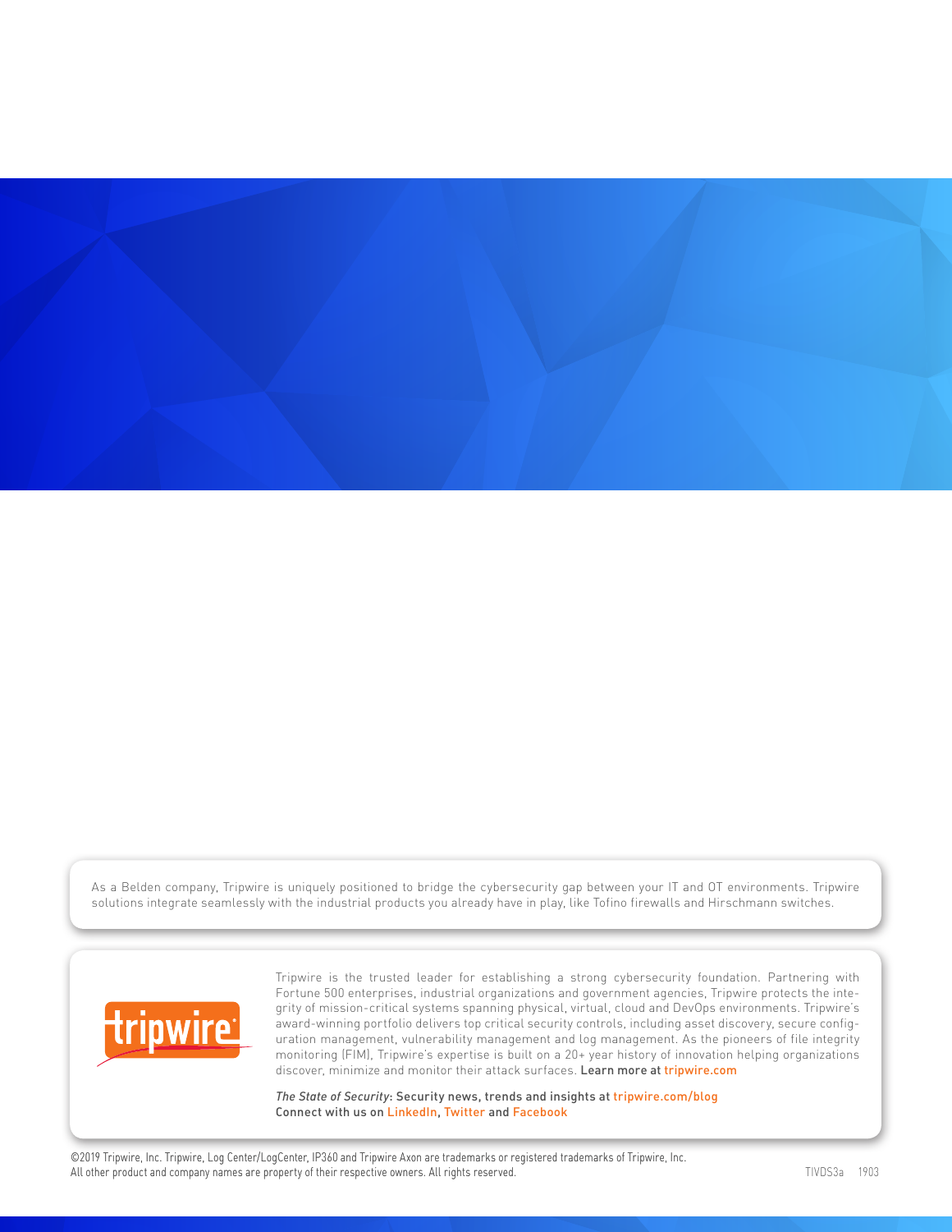As a Belden company, Tripwire is uniquely positioned to bridge the cybersecurity gap between your IT and OT environments. Tripwire solutions integrate seamlessly with the industrial products you already have in play, like Tofino firewalls and Hirschmann switches.

Tripwire is the trusted leader for establishing a strong cybersecurity foundation. Partnering with Fortune 500 enterprises, industrial organizations and government agencies, Tripwire protects the integrity of mission-critical systems spanning physical, virtual, cloud and DevOps environments. Tripwire's award-winning portfolio delivers top critical security controls, including asset discovery, secure configuration management, vulnerability management and log management. As the pioneers of file integrity monitoring (FIM), Tripwire's expertise is built on a 20+ year history of innovation helping organizations discover, minimize and monitor their attack surfaces. **Learn more at tripwire.com**

*The State of Security*: **Security news, trends and insights at tripwire.com/blog**
**Connect with us on LinkedIn, Twitter and Facebook**

©2019 Tripwire, Inc. Tripwire, Log Center/LogCenter, IP360 and Tripwire Axon are trademarks or registered trademarks of Tripwire, Inc.
All other product and company names are property of their respective owners. All rights reserved.

TIVDS3a 1903